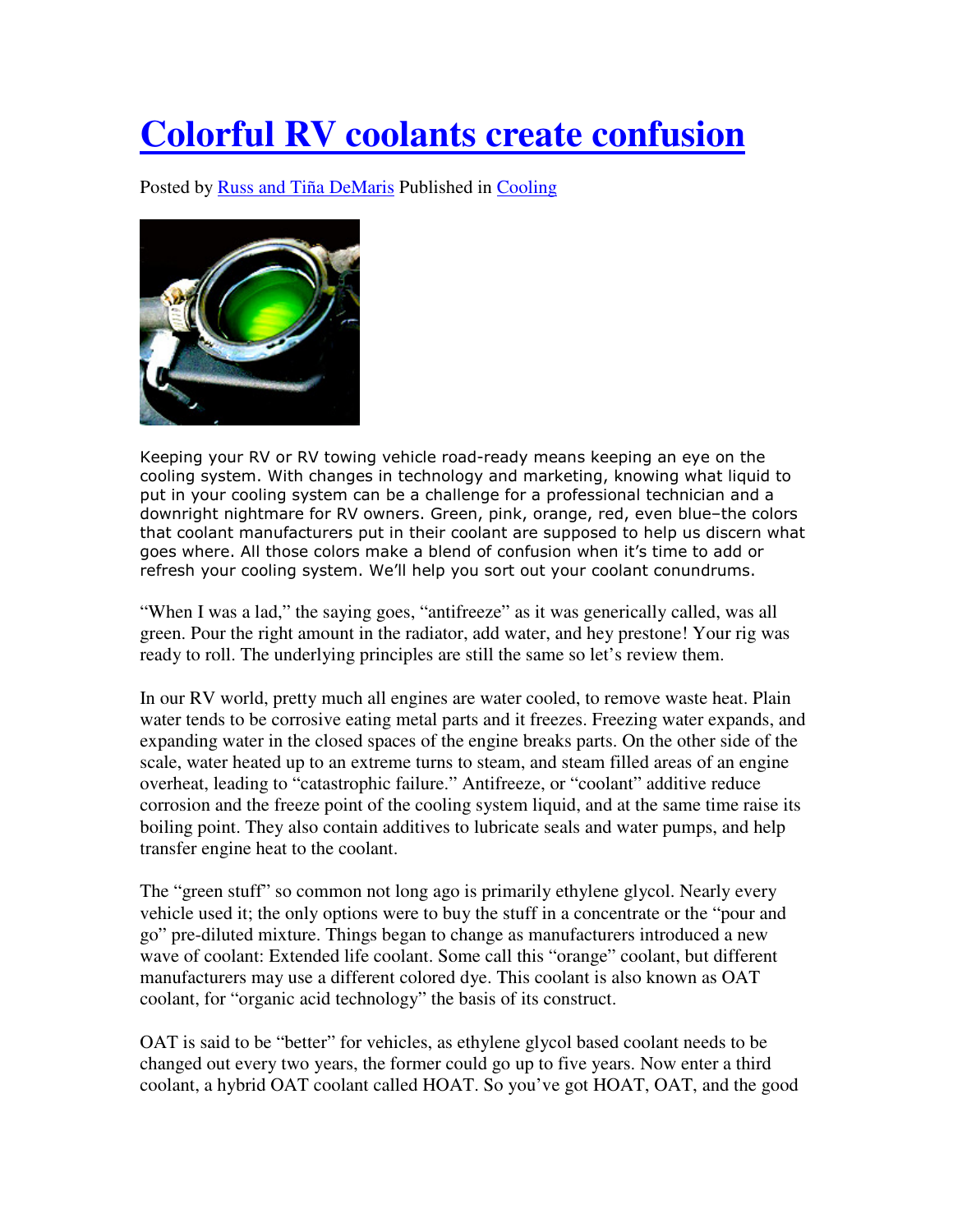# Colorful RV coolants create confusion

Posted by Russ and Tiña DeMaris Published in Cooling

Keeping your RV or RV towing vehicle road-ready means keeping an eye on the cooling system. With changes in technology and marketing, knowing what liquid to put in your cooling system can be a challenge for a professional technician and a downright nightmare for RV owners. Green, pink, orange, red, even blue–the colors that coolant manufacturers put in their coolant are supposed to help us discern what goes where. All those colors make a blend of confusion when it's time to add or refresh your cooling system. We'll help you sort out your coolant conundrums.

"When I was a lad," the saying goes, "antifreeze" as it was generically called, was all green. Pour the right amount in the radiator, add water, and hey prestone! Your rig was ready to roll. The underlying principles are still the same so let's review them.

In our RV world, pretty much all engines are water cooled, to remove waste heat. Plain water tends to be corrosive eating metal parts and it freezes. Freezing water expands, and expanding water in the closed spaces of the engine breaks parts. On the other side of the scale, water heated up to an extreme turns to steam, and steam filled areas of an engine overheat, leading to "catastrophic failure." Antifreeze, or "coolant" additive reduce corrosion and the freeze point of the cooling system liquid, and at the same time raise its boiling point. They also contain additives to lubricate seals and water pumps, and help transfer engine heat to the coolant.

The "green stuff" so common not long ago is primarily ethylene glycol. Nearly every vehicle used it; the only options were to buy the stuff in a concentrate or the "pour and go" pre-diluted mixture. Things began to change as manufacturers introduced a new wave of coolant: Extended life coolant. Some call this "orange" coolant, but different manufacturers may use a different colored dye. This coolant is also known as OAT coolant, for "organic acid technology" the basis of its construct.

OAT is said to be "better" for vehicles, as ethylene glycol based coolant needs to be changed out every two years, the former could go up to five years. Now enter a third coolant, a hybrid OAT coolant called HOAT. So you've got HOAT, OAT, and the good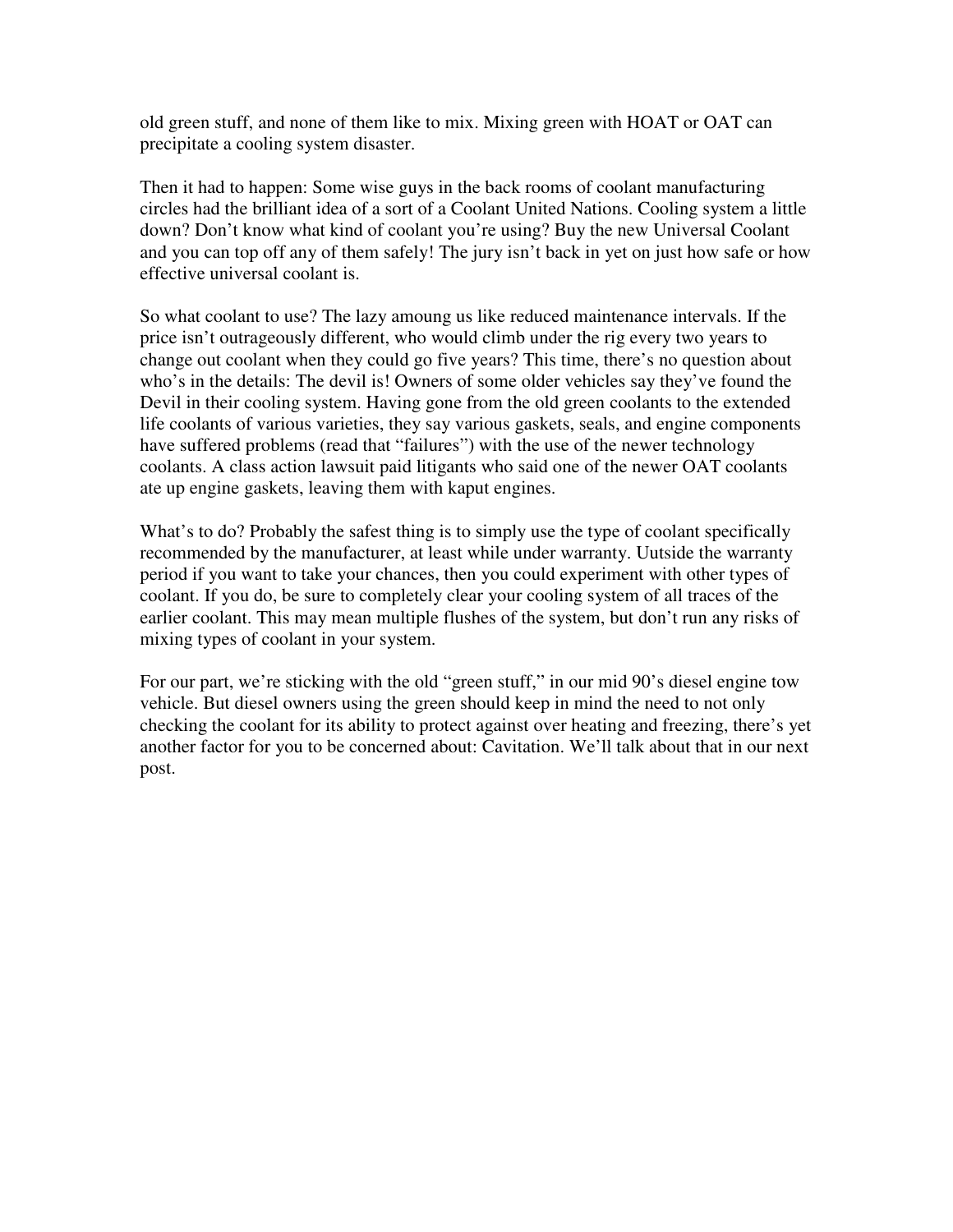old green stuff, and none of them like to mix. Mixing green with HOAT or OAT can precipitate a cooling system disaster.

Then it had to happen: Some wise guys in the back rooms of coolant manufacturing circles had the brilliant idea of a sort of a Coolant United Nations. Cooling system a little down? Don't know what kind of coolant you're using? Buy the new Universal Coolant and you can top off any of them safely! The jury isn't back in yet on just how safe or how effective universal coolant is.

So what coolant to use? The lazy amoung us like reduced maintenance intervals. If the price isn't outrageously different, who would climb under the rig every two years to change out coolant when they could go five years? This time, there's no question about who's in the details: The devil is! Owners of some older vehicles say they've found the Devil in their cooling system. Having gone from the old green coolants to the extended life coolants of various varieties, they say various gaskets, seals, and engine components have suffered problems (read that "failures") with the use of the newer technology coolants. A class action lawsuit paid litigants who said one of the newer OAT coolants ate up engine gaskets, leaving them with kaput engines.

What's to do? Probably the safest thing is to simply use the type of coolant specifically recommended by the manufacturer, at least while under warranty. Uutside the warranty period if you want to take your chances, then you could experiment with other types of coolant. If you do, be sure to completely clear your cooling system of all traces of the earlier coolant. This may mean multiple flushes of the system, but don't run any risks of mixing types of coolant in your system.

For our part, we're sticking with the old "green stuff," in our mid 90's diesel engine tow vehicle. But diesel owners using the green should keep in mind the need to not only checking the coolant for its ability to protect against over heating and freezing, there's yet another factor for you to be concerned about: Cavitation. We'll talk about that in our next post.